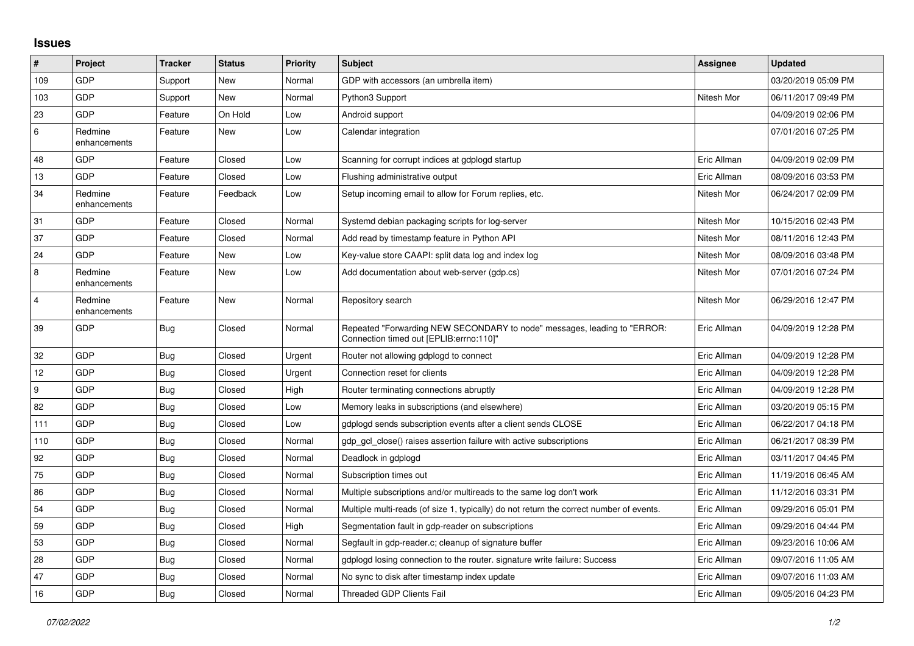## Issues

| # | Project | Tracker | Status | Priority | Subject | Assignee | Updated |
|---|---|---|---|---|---|---|---|
| 109 | GDP | Support | New | Normal | GDP with accessors (an umbrella item) | | 03/20/2019 05:09 PM |
| 103 | GDP | Support | New | Normal | Python3 Support | Nitesh Mor | 06/11/2017 09:49 PM |
| 23 | GDP | Feature | On Hold | Low | Android support | | 04/09/2019 02:06 PM |
| 6 | Redmine enhancements | Feature | New | Low | Calendar integration | | 07/01/2016 07:25 PM |
| 48 | GDP | Feature | Closed | Low | Scanning for corrupt indices at gdplogd startup | Eric Allman | 04/09/2019 02:09 PM |
| 13 | GDP | Feature | Closed | Low | Flushing administrative output | Eric Allman | 08/09/2016 03:53 PM |
| 34 | Redmine enhancements | Feature | Feedback | Low | Setup incoming email to allow for Forum replies, etc. | Nitesh Mor | 06/24/2017 02:09 PM |
| 31 | GDP | Feature | Closed | Normal | Systemd debian packaging scripts for log-server | Nitesh Mor | 10/15/2016 02:43 PM |
| 37 | GDP | Feature | Closed | Normal | Add read by timestamp feature in Python API | Nitesh Mor | 08/11/2016 12:43 PM |
| 24 | GDP | Feature | New | Low | Key-value store CAAPI: split data log and index log | Nitesh Mor | 08/09/2016 03:48 PM |
| 8 | Redmine enhancements | Feature | New | Low | Add documentation about web-server (gdp.cs) | Nitesh Mor | 07/01/2016 07:24 PM |
| 4 | Redmine enhancements | Feature | New | Normal | Repository search | Nitesh Mor | 06/29/2016 12:47 PM |
| 39 | GDP | Bug | Closed | Normal | Repeated "Forwarding NEW SECONDARY to node" messages, leading to "ERROR: Connection timed out [EPLIB:errno:110]" | Eric Allman | 04/09/2019 12:28 PM |
| 32 | GDP | Bug | Closed | Urgent | Router not allowing gdplogd to connect | Eric Allman | 04/09/2019 12:28 PM |
| 12 | GDP | Bug | Closed | Urgent | Connection reset for clients | Eric Allman | 04/09/2019 12:28 PM |
| 9 | GDP | Bug | Closed | High | Router terminating connections abruptly | Eric Allman | 04/09/2019 12:28 PM |
| 82 | GDP | Bug | Closed | Low | Memory leaks in subscriptions (and elsewhere) | Eric Allman | 03/20/2019 05:15 PM |
| 111 | GDP | Bug | Closed | Low | gdplogd sends subscription events after a client sends CLOSE | Eric Allman | 06/22/2017 04:18 PM |
| 110 | GDP | Bug | Closed | Normal | gdp_gcl_close() raises assertion failure with active subscriptions | Eric Allman | 06/21/2017 08:39 PM |
| 92 | GDP | Bug | Closed | Normal | Deadlock in gdplogd | Eric Allman | 03/11/2017 04:45 PM |
| 75 | GDP | Bug | Closed | Normal | Subscription times out | Eric Allman | 11/19/2016 06:45 AM |
| 86 | GDP | Bug | Closed | Normal | Multiple subscriptions and/or multireads to the same log don't work | Eric Allman | 11/12/2016 03:31 PM |
| 54 | GDP | Bug | Closed | Normal | Multiple multi-reads (of size 1, typically) do not return the correct number of events. | Eric Allman | 09/29/2016 05:01 PM |
| 59 | GDP | Bug | Closed | High | Segmentation fault in gdp-reader on subscriptions | Eric Allman | 09/29/2016 04:44 PM |
| 53 | GDP | Bug | Closed | Normal | Segfault in gdp-reader.c; cleanup of signature buffer | Eric Allman | 09/23/2016 10:06 AM |
| 28 | GDP | Bug | Closed | Normal | gdplogd losing connection to the router. signature write failure: Success | Eric Allman | 09/07/2016 11:05 AM |
| 47 | GDP | Bug | Closed | Normal | No sync to disk after timestamp index update | Eric Allman | 09/07/2016 11:03 AM |
| 16 | GDP | Bug | Closed | Normal | Threaded GDP Clients Fail | Eric Allman | 09/05/2016 04:23 PM |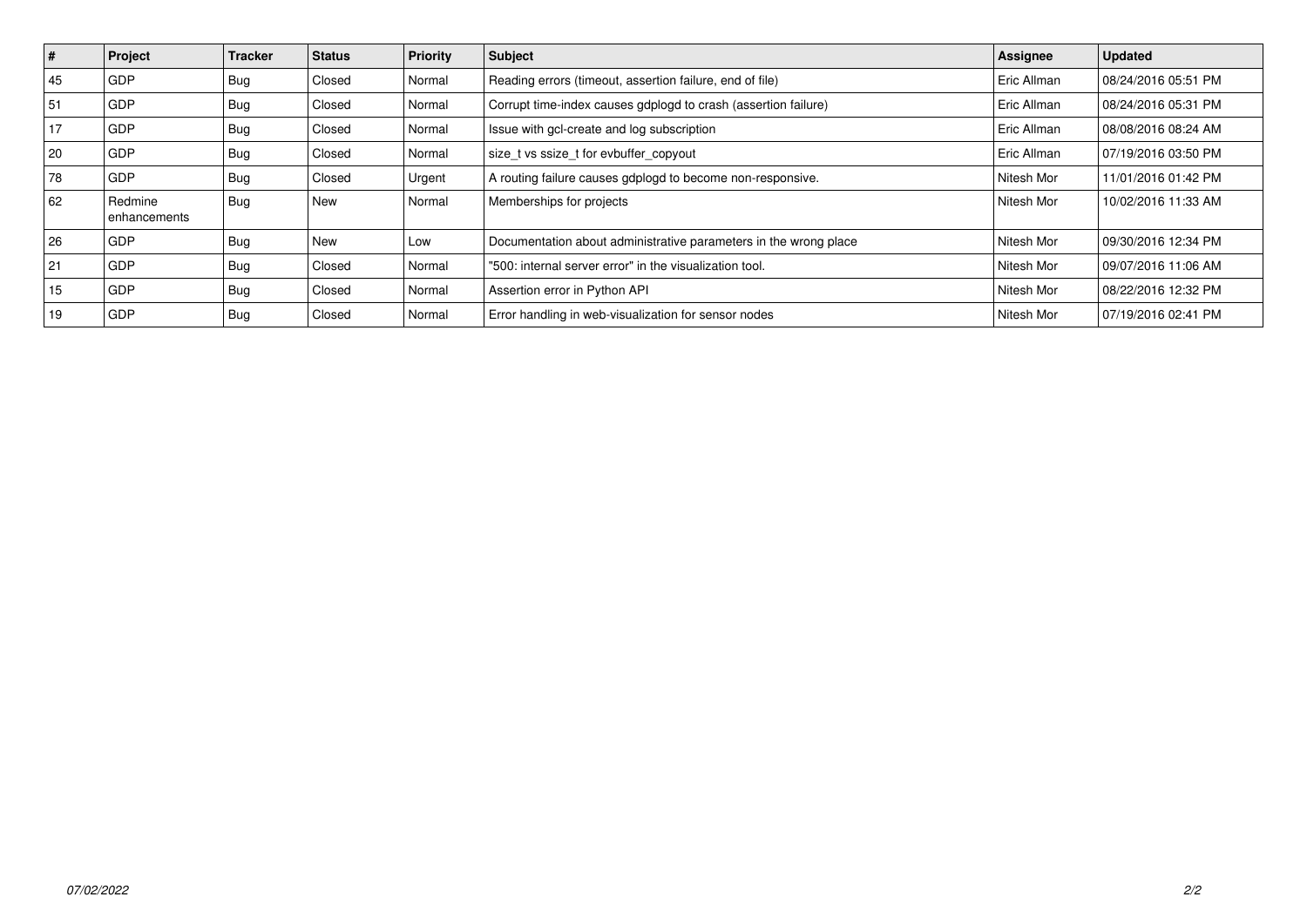| # | Project | Tracker | Status | Priority | Subject | Assignee | Updated |
|---|---|---|---|---|---|---|---|
| 45 | GDP | Bug | Closed | Normal | Reading errors (timeout, assertion failure, end of file) | Eric Allman | 08/24/2016 05:51 PM |
| 51 | GDP | Bug | Closed | Normal | Corrupt time-index causes gdplogd to crash (assertion failure) | Eric Allman | 08/24/2016 05:31 PM |
| 17 | GDP | Bug | Closed | Normal | Issue with gcl-create and log subscription | Eric Allman | 08/08/2016 08:24 AM |
| 20 | GDP | Bug | Closed | Normal | size_t vs ssize_t for evbuffer_copyout | Eric Allman | 07/19/2016 03:50 PM |
| 78 | GDP | Bug | Closed | Urgent | A routing failure causes gdplogd to become non-responsive. | Nitesh Mor | 11/01/2016 01:42 PM |
| 62 | Redmine enhancements | Bug | New | Normal | Memberships for projects | Nitesh Mor | 10/02/2016 11:33 AM |
| 26 | GDP | Bug | New | Low | Documentation about administrative parameters in the wrong place | Nitesh Mor | 09/30/2016 12:34 PM |
| 21 | GDP | Bug | Closed | Normal | "500: internal server error" in the visualization tool. | Nitesh Mor | 09/07/2016 11:06 AM |
| 15 | GDP | Bug | Closed | Normal | Assertion error in Python API | Nitesh Mor | 08/22/2016 12:32 PM |
| 19 | GDP | Bug | Closed | Normal | Error handling in web-visualization for sensor nodes | Nitesh Mor | 07/19/2016 02:41 PM |

*07/02/2022*